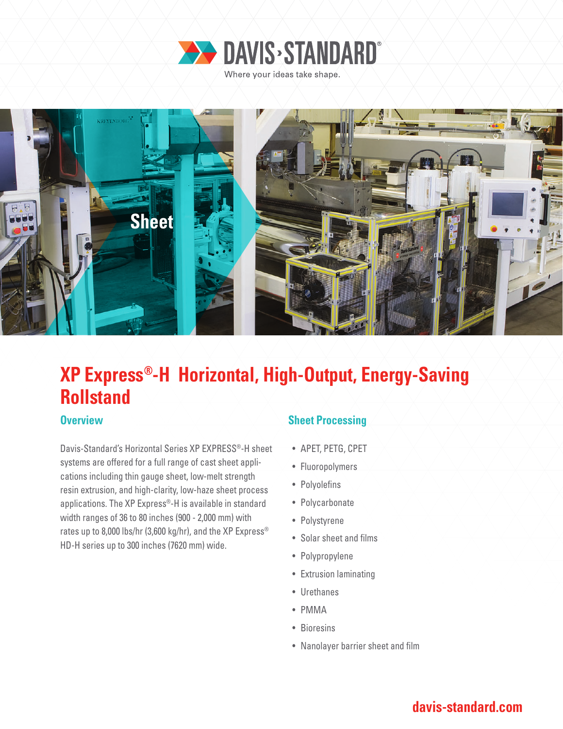DAVIS·STANDARD®

Where your ideas take shape.

Sheet

# XP Express®-H Horizontal, High-Output, Energy-Saving Rollstand

## Overview

Davis-Standard's Horizontal Series XP EXPRESS®-H sheet systems are offered for a full range of cast sheet applications including thin gauge sheet, low-melt strength resin extrusion, and high-clarity, low-haze sheet process applications. The XP Express®-H is available in standard width ranges of 36 to 80 inches (900 - 2,000 mm) with rates up to 8,000 lbs/hr (3,600 kg/hr), and the XP Express® HD-H series up to 300 inches (7620 mm) wide.

## Sheet Processing

- APET, PETG, CPET
- Fluoropolymers
- Polyolefins
- Polycarbonate
- Polystyrene
- Solar sheet and films
- Polypropylene
- Extrusion laminating
- Urethanes
- PMMA
- Bioresins
- Nanolayer barrier sheet and film

davis-standard.com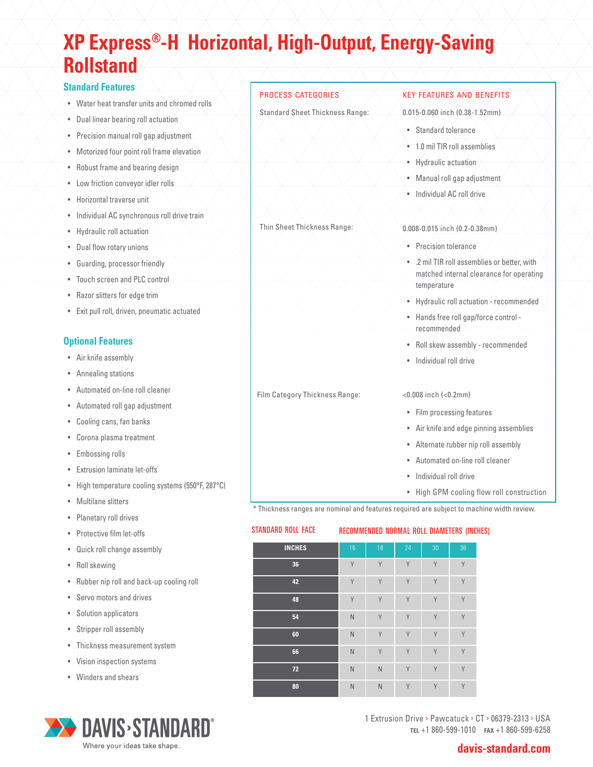# XP Express®-H Horizontal, High-Output, Energy-Saving Rollstand

## Standard Features

- Water heat transfer units and chromed rolls
- Dual linear bearing roll actuation
- Precision manual roll gap adjustment
- Motorized four point roll frame elevation
- Robust frame and bearing design
- Low friction conveyor idler rolls
- Horizontal traverse unit
- Individual AC synchronous roll drive train
- Hydraulic roll actuation
- Dual flow rotary unions
- Guarding, processor friendly
- Touch screen and PLC control
- Razor slitters for edge trim
- Exit pull roll, driven, pneumatic actuated

## Optional Features

- Air knife assembly
- Annealing stations
- Automated on-line roll cleaner
- Automated roll gap adjustment
- Cooling cans, fan banks
- Corona plasma treatment
- Embossing rolls
- Extrusion laminate let-offs
- High temperature cooling systems (550°F, 287°C)
- Multilane slitters
- Planetary roll drives
- Protective film let-offs
- Quick roll change assembly
- Roll skewing
- Rubber nip roll and back-up cooling roll
- Servo motors and drives
- Solution applicators
- Stripper roll assembly
- Thickness measurement system
- Vision inspection systems
- Winders and shears

| PROCESS CATEGORIES | KEY FEATURES AND BENEFITS |
|---|---|
| Standard Sheet Thickness Range: | 0.015-0.060 inch (0.38-1.52mm)<br>• Standard tolerance<br>• 1.0 mil TIR roll assemblies<br>• Hydraulic actuation<br>• Manual roll gap adjustment<br>• Individual AC roll drive |
| Thin Sheet Thickness Range: | 0.008-0.015 inch (0.2-0.38mm)<br>• Precision tolerance<br>• .2 mil TIR roll assemblies or better, with matched internal clearance for operating temperature<br>• Hydraulic roll actuation - recommended<br>• Hands free roll gap/force control - recommended<br>• Roll skew assembly - recommended<br>• Individual roll drive |
| Film Category Thickness Range: | <0.008 inch (<0.2mm)<br>• Film processing features<br>• Air knife and edge pinning assemblies<br>• Alternate rubber nip roll assembly<br>• Automated on-line roll cleaner<br>• Individual roll drive<br>• High GPM cooling flow roll construction |

* Thickness ranges are nominal and features required are subject to machine width review.

| STANDARD ROLL FACE | RECOMMENDED NORMAL ROLL DIAMETERS (INCHES) | | | | |
|---|---|---|---|---|---|
| INCHES | 16 | 18 | 24 | 30 | 36 |
| 36 | Y | Y | Y | Y | Y |
| 42 | Y | Y | Y | Y | Y |
| 48 | Y | Y | Y | Y | Y |
| 54 | N | Y | Y | Y | Y |
| 60 | N | Y | Y | Y | Y |
| 66 | N | Y | Y | Y | Y |
| 72 | N | N | Y | Y | Y |
| 80 | N | N | Y | Y | Y |

DAVIS-STANDARD®
Where your ideas take shape.

1 Extrusion Drive › Pawcatuck › CT › 06379-2313 › USA
TEL +1 860-599-1010 FAX +1 860-599-6258

davis-standard.com